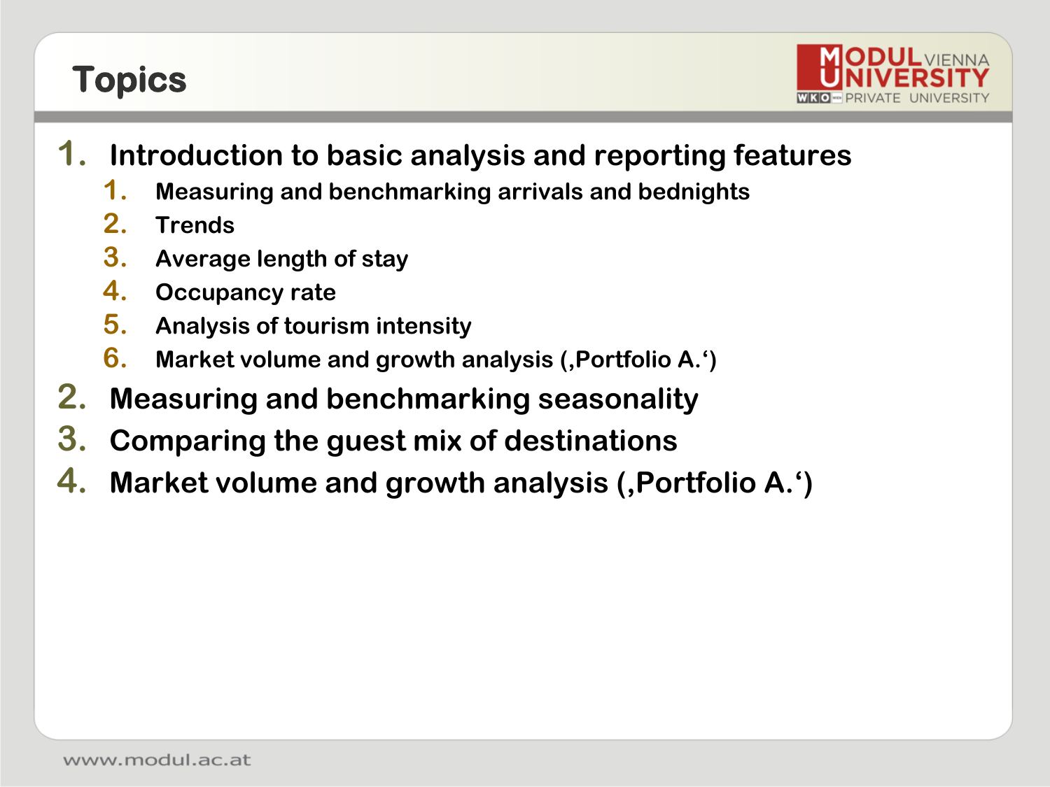# Topics

1. Introduction to basic analysis and reporting features
   1. Measuring and benchmarking arrivals and bednights
   2. Trends
   3. Average length of stay
   4. Occupancy rate
   5. Analysis of tourism intensity
   6. Market volume and growth analysis (‚Portfolio A.‘)
2. Measuring and benchmarking seasonality
3. Comparing the guest mix of destinations
4. Market volume and growth analysis (‚Portfolio A.‘)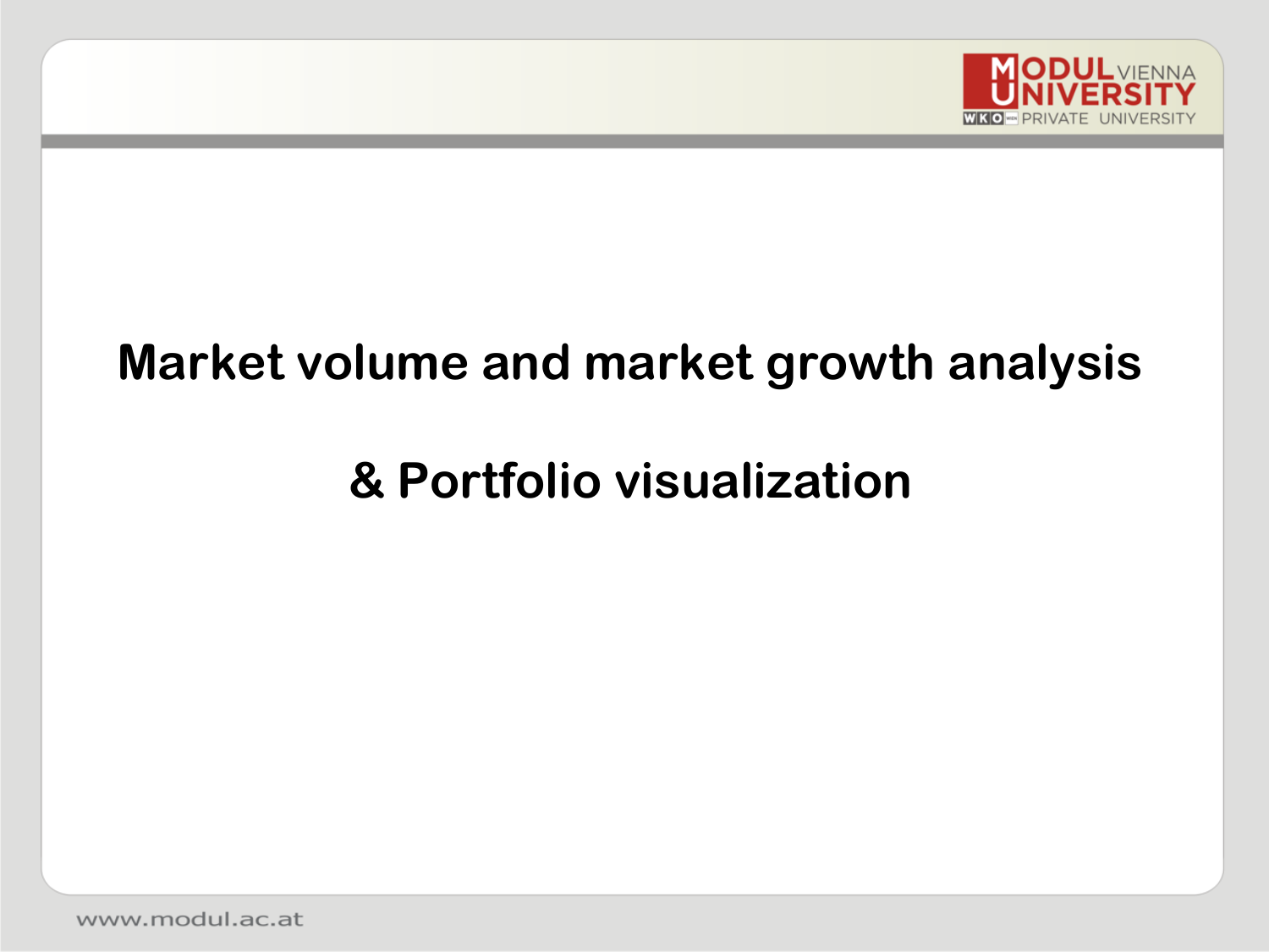# Market volume and market growth analysis

# & Portfolio visualization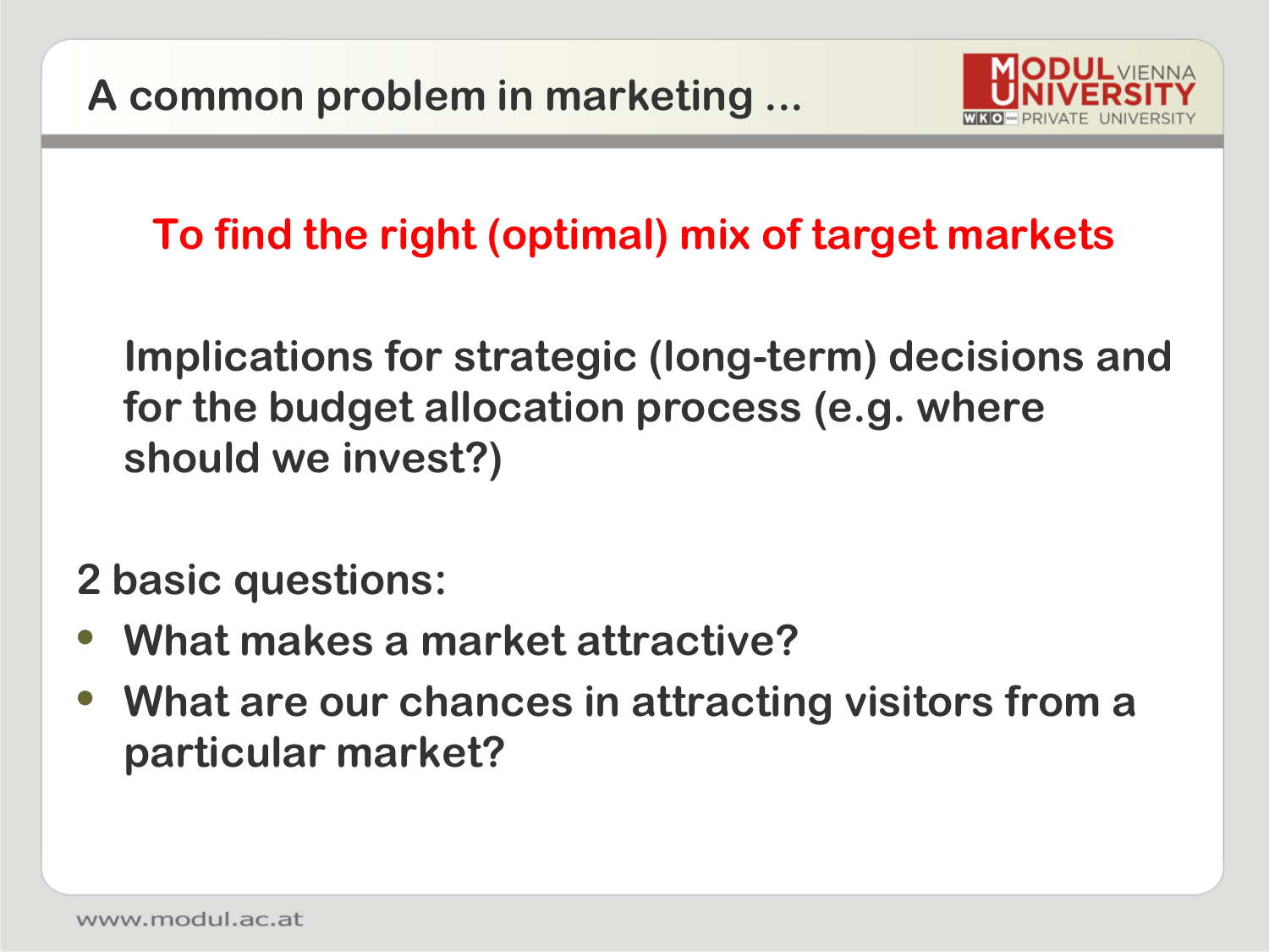# A common problem in marketing ...

**To find the right (optimal) mix of target markets**

Implications for strategic (long-term) decisions and for the budget allocation process (e.g. where should we invest?)

2 basic questions:

- What makes a market attractive?
- What are our chances in attracting visitors from a particular market?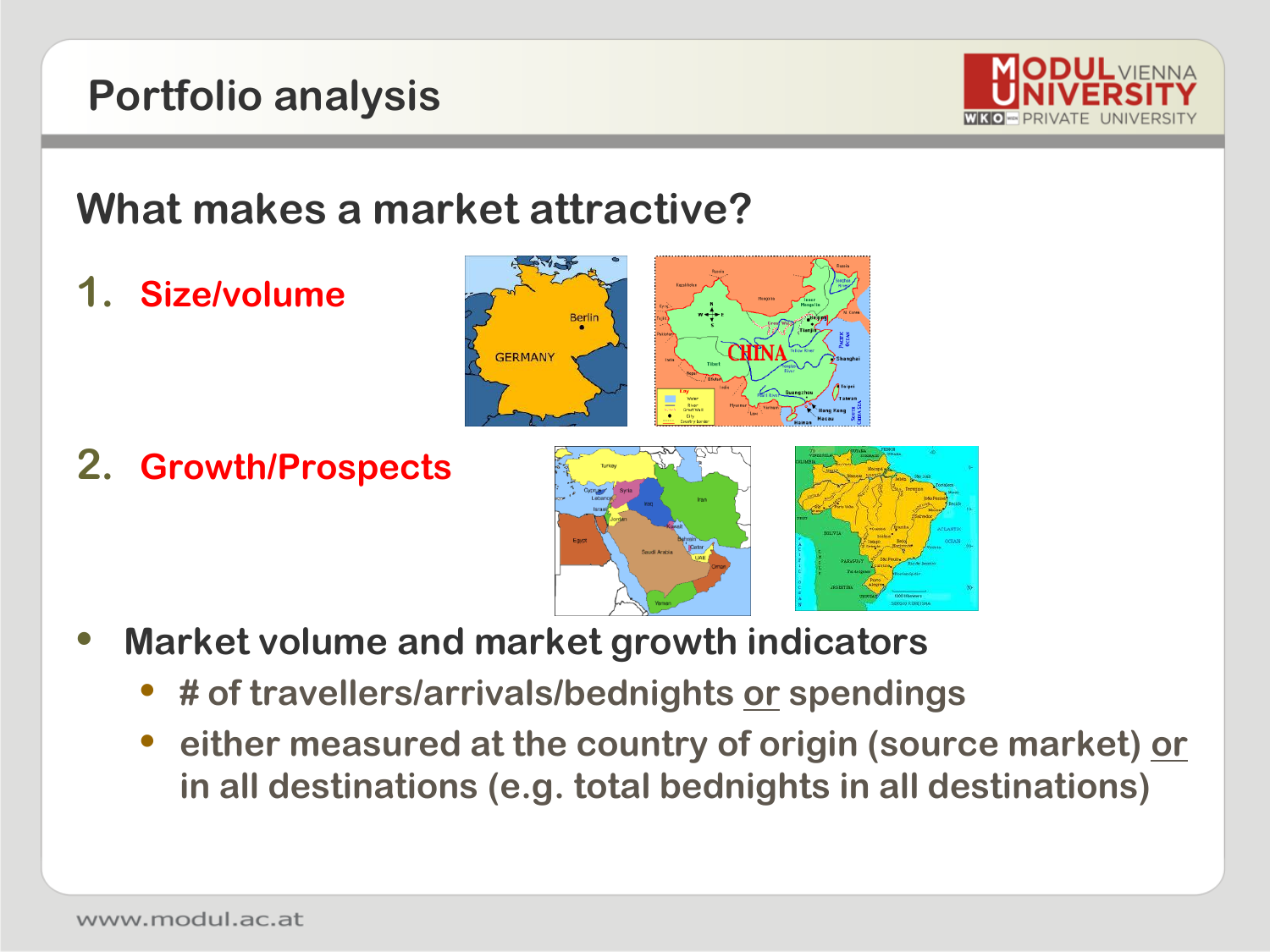# Portfolio analysis

## What makes a market attractive?

1. **Size/volume**
2. **Growth/Prospects**

- **Market volume and market growth indicators**
  - # of travellers/arrivals/bednights or spendings
  - either measured at the country of origin (source market) or in all destinations (e.g. total bednights in all destinations)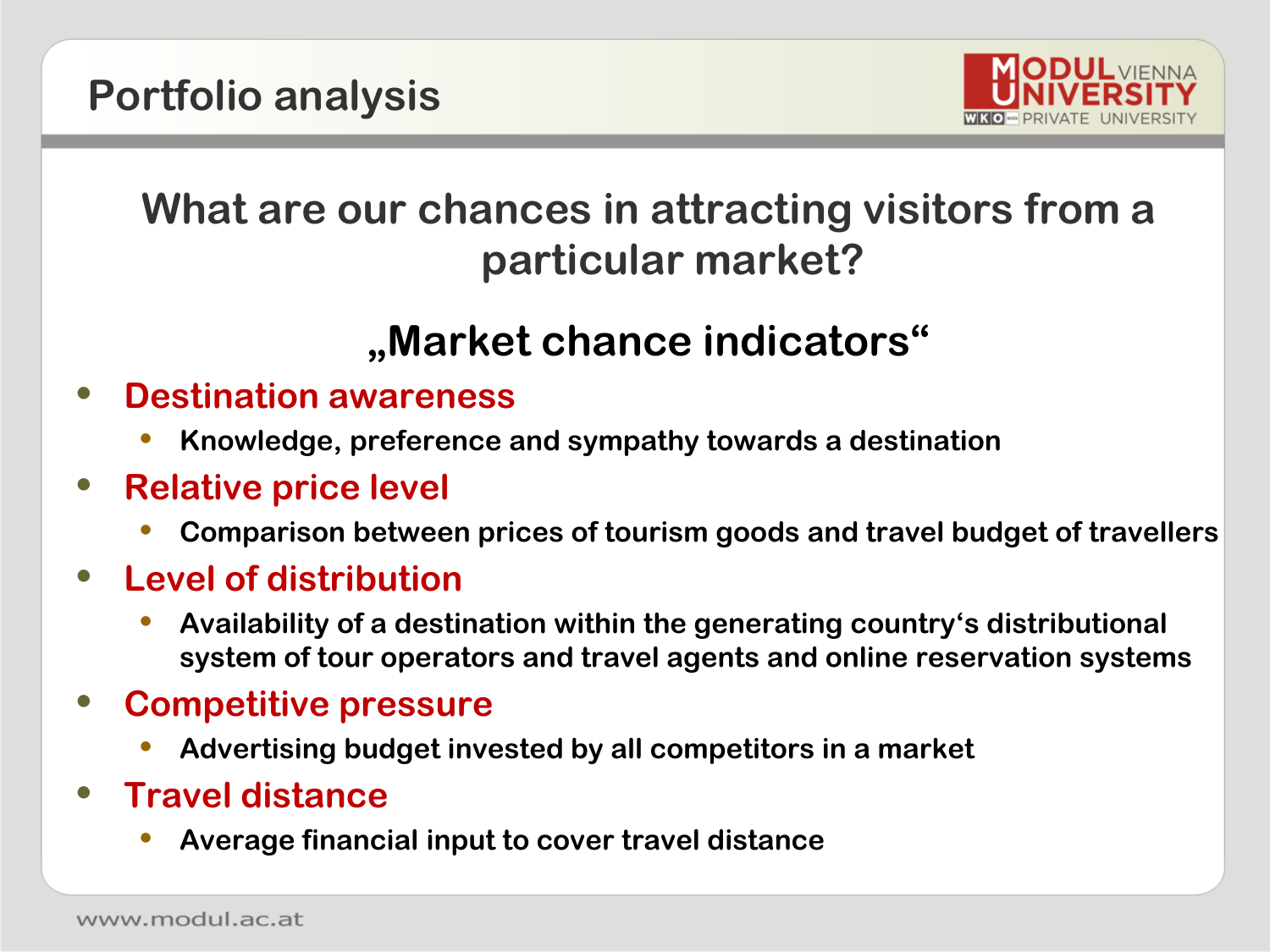# Portfolio analysis

## What are our chances in attracting visitors from a particular market?

### „Market chance indicators“

- **Destination awareness**
  - Knowledge, preference and sympathy towards a destination
- **Relative price level**
  - Comparison between prices of tourism goods and travel budget of travellers
- **Level of distribution**
  - Availability of a destination within the generating country‘s distributional system of tour operators and travel agents and online reservation systems
- **Competitive pressure**
  - Advertising budget invested by all competitors in a market
- **Travel distance**
  - Average financial input to cover travel distance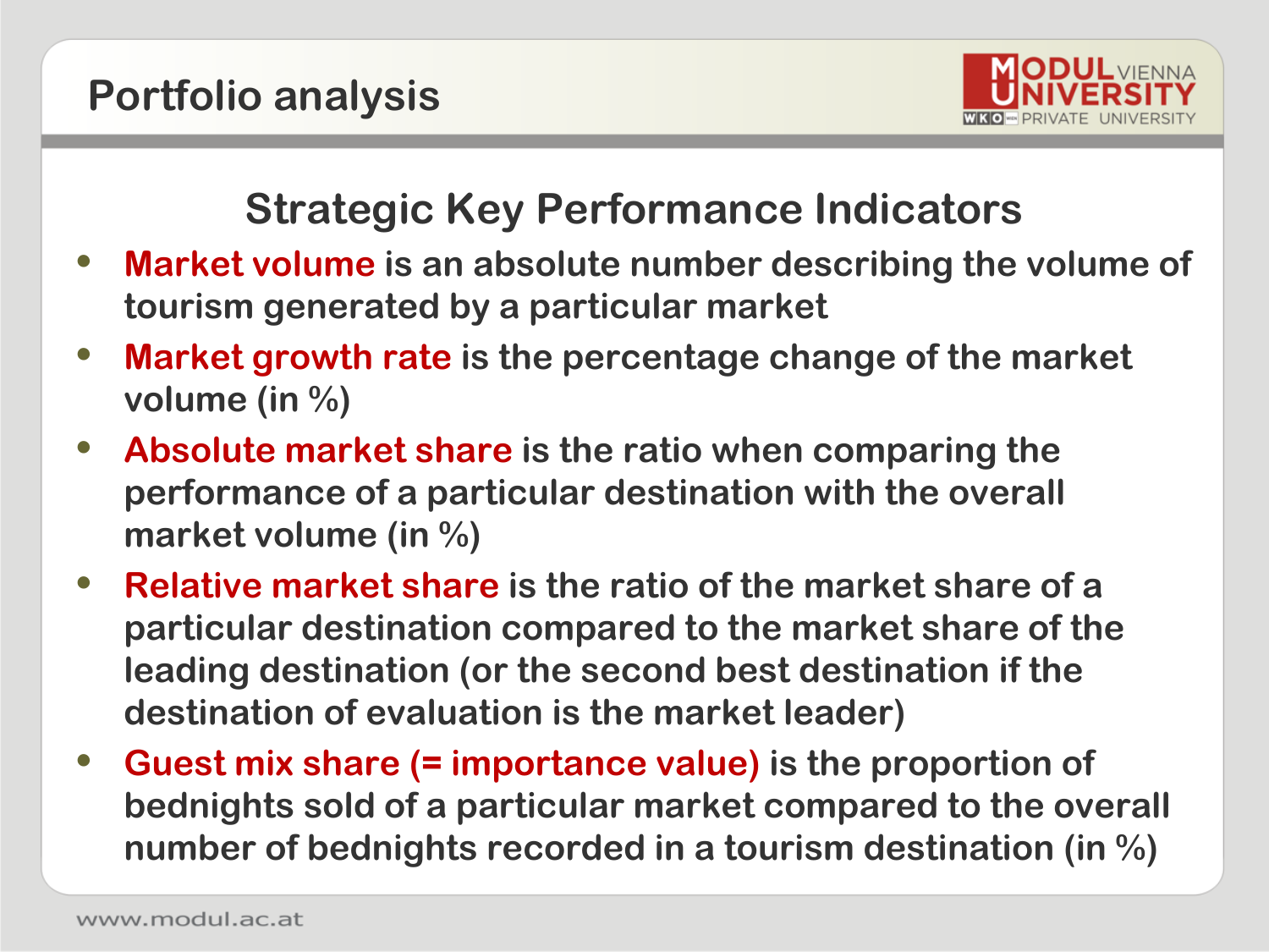# Portfolio analysis

## Strategic Key Performance Indicators

- **Market volume** is an absolute number describing the volume of tourism generated by a particular market
- **Market growth rate** is the percentage change of the market volume (in %)
- **Absolute market share** is the ratio when comparing the performance of a particular destination with the overall market volume (in %)
- **Relative market share** is the ratio of the market share of a particular destination compared to the market share of the leading destination (or the second best destination if the destination of evaluation is the market leader)
- **Guest mix share (= importance value)** is the proportion of bednights sold of a particular market compared to the overall number of bednights recorded in a tourism destination (in %)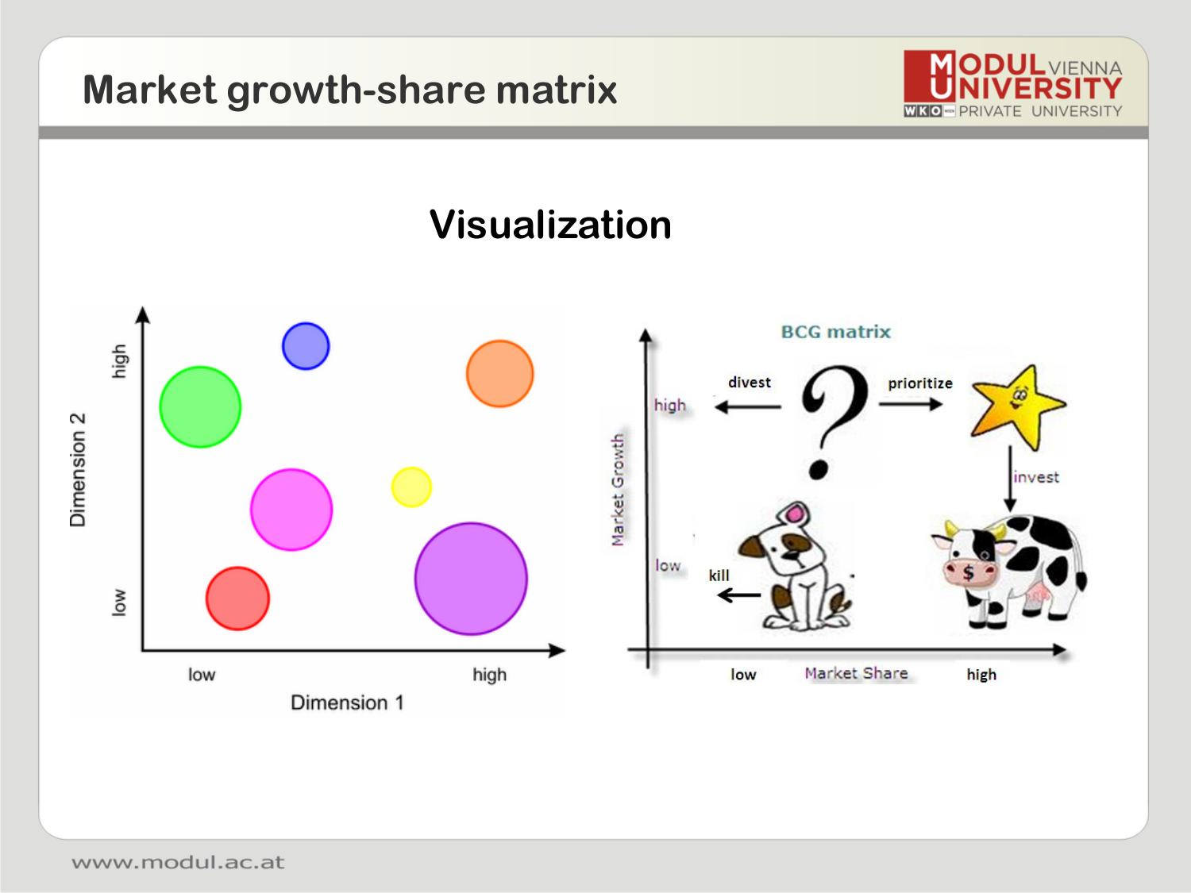# Market growth-share matrix

## Visualization

Dimension 2 (low – high) / Dimension 1 (low – high)

BCG matrix

Market Growth: high, low

Market Share: low, high

divest, prioritize, invest, kill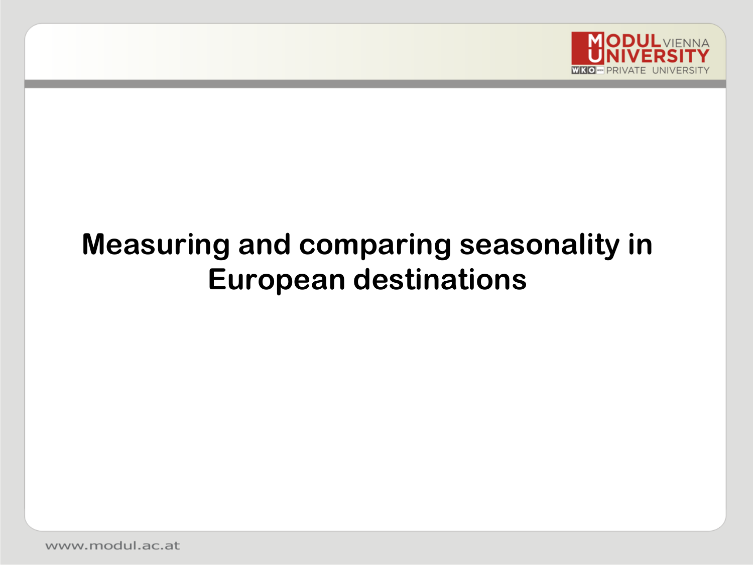# Measuring and comparing seasonality in European destinations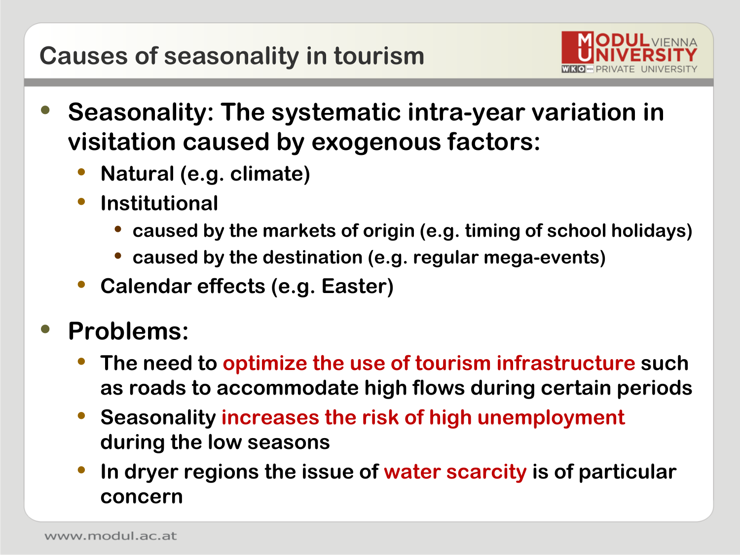# Causes of seasonality in tourism

- **Seasonality: The systematic intra-year variation in visitation caused by exogenous factors:**
  - **Natural (e.g. climate)**
  - **Institutional**
    - **caused by the markets of origin (e.g. timing of school holidays)**
    - **caused by the destination (e.g. regular mega-events)**
  - **Calendar effects (e.g. Easter)**

- **Problems:**
  - **The need to optimize the use of tourism infrastructure such as roads to accommodate high flows during certain periods**
  - **Seasonality increases the risk of high unemployment during the low seasons**
  - **In dryer regions the issue of water scarcity is of particular concern**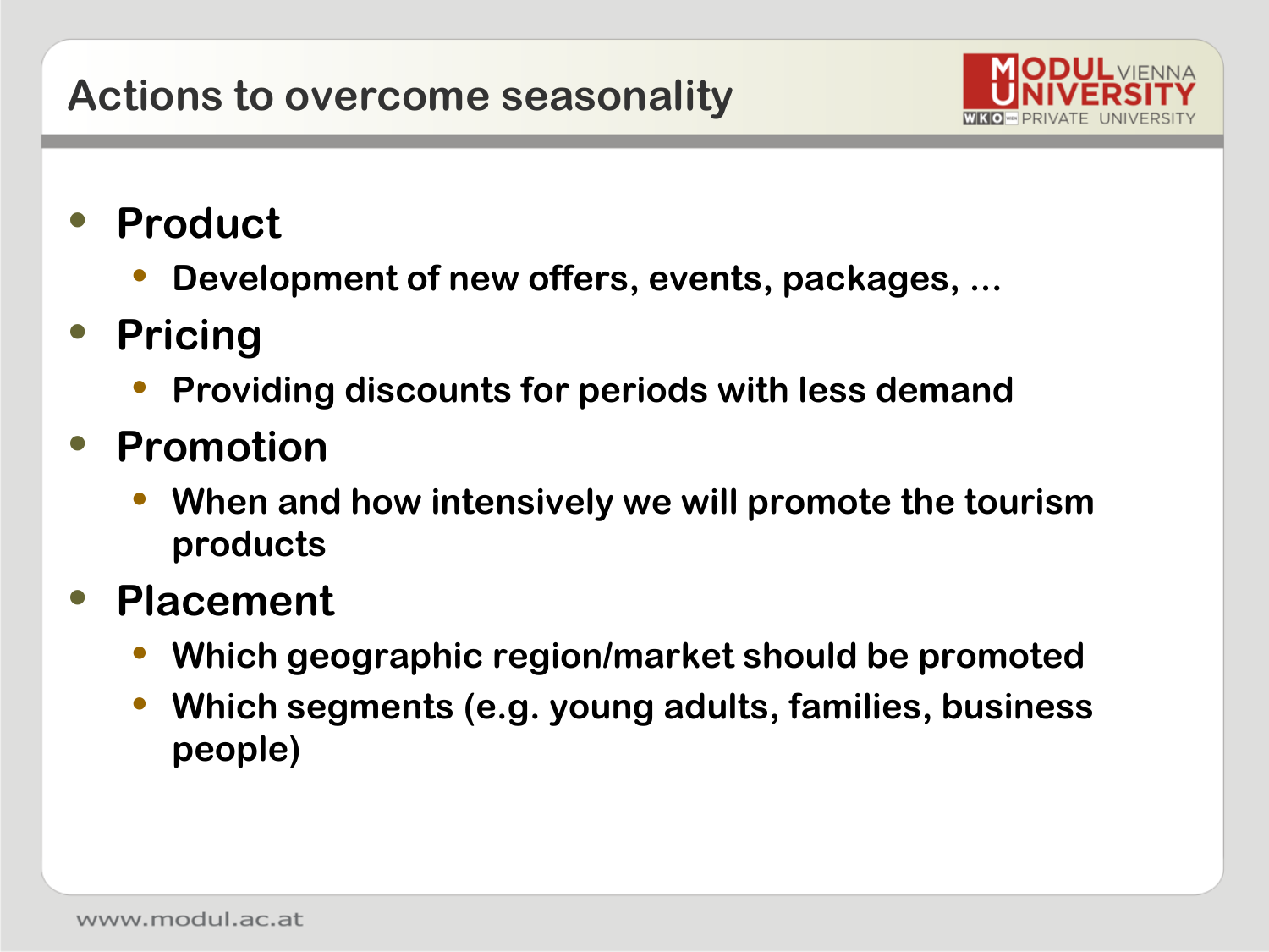# Actions to overcome seasonality

- Product
  - Development of new offers, events, packages, ...
- Pricing
  - Providing discounts for periods with less demand
- Promotion
  - When and how intensively we will promote the tourism products
- Placement
  - Which geographic region/market should be promoted
  - Which segments (e.g. young adults, families, business people)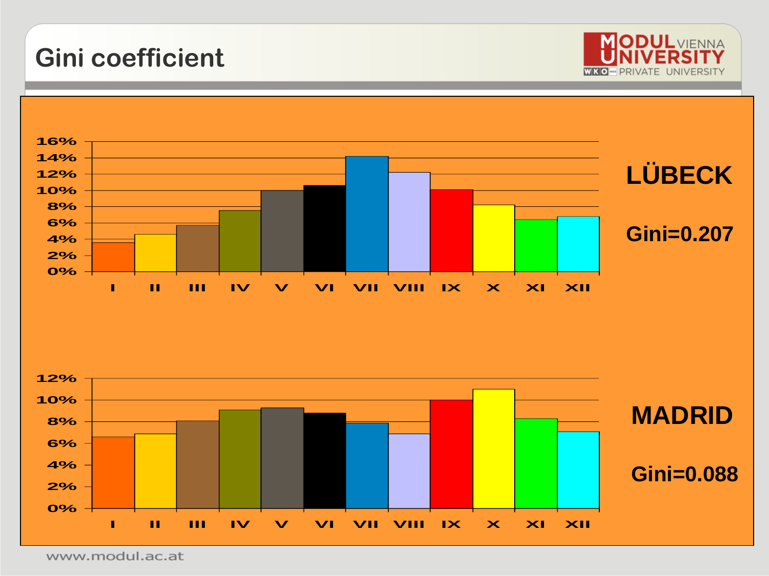# Gini coefficient

LÜBECK

Gini=0.207

MADRID

Gini=0.088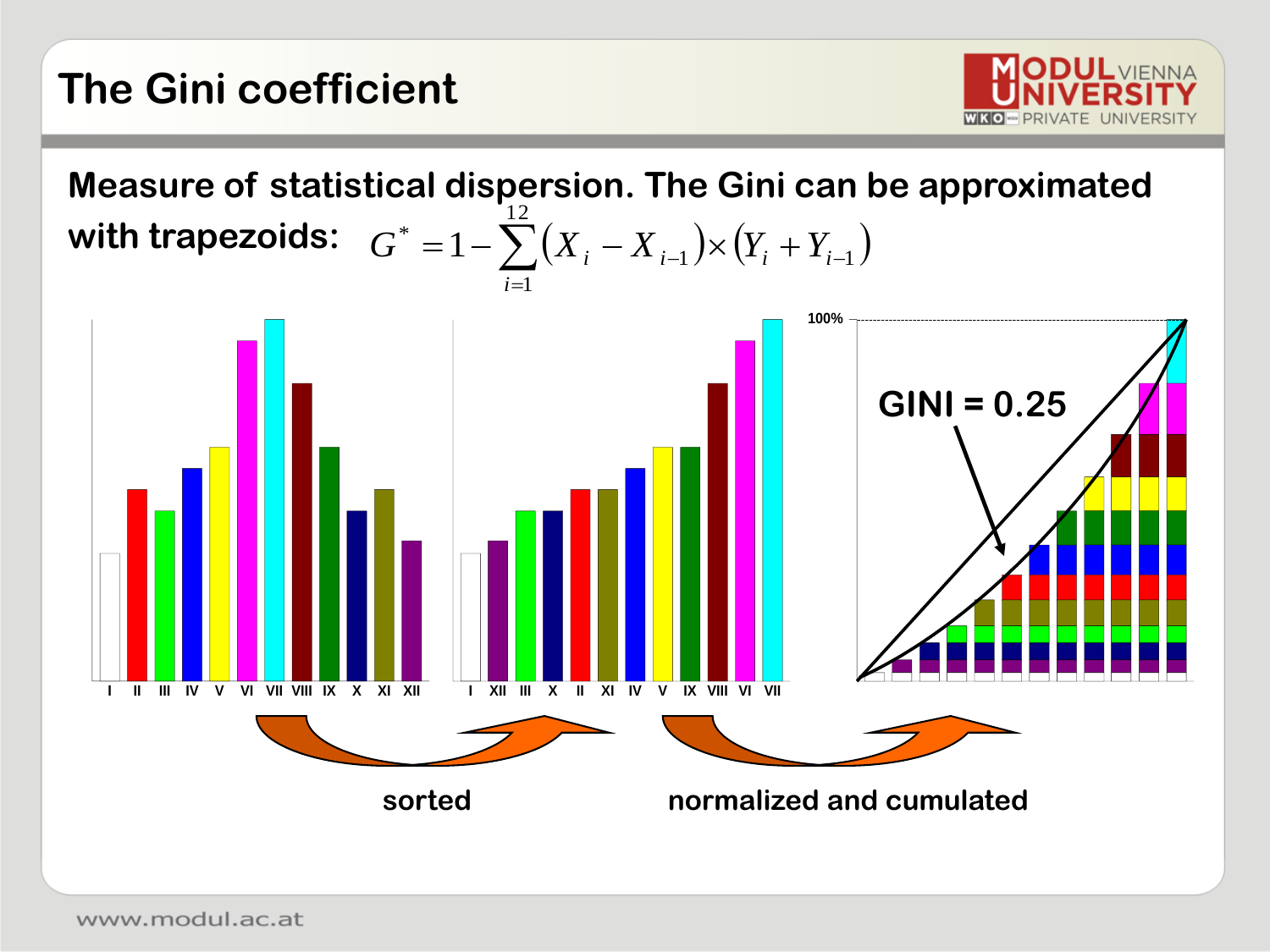# The Gini coefficient

Measure of statistical dispersion. The Gini can be approximated with trapezoids: $G^* = 1 - \sum_{i=1}^{12} (X_i - X_{i-1}) \times (Y_i + Y_{i-1})$

I II III IV V VI VII VIII IX X XI XII

I XII III X II XI IV V IX VIII VI VII

100%

GINI = 0.25

sorted

normalized and cumulated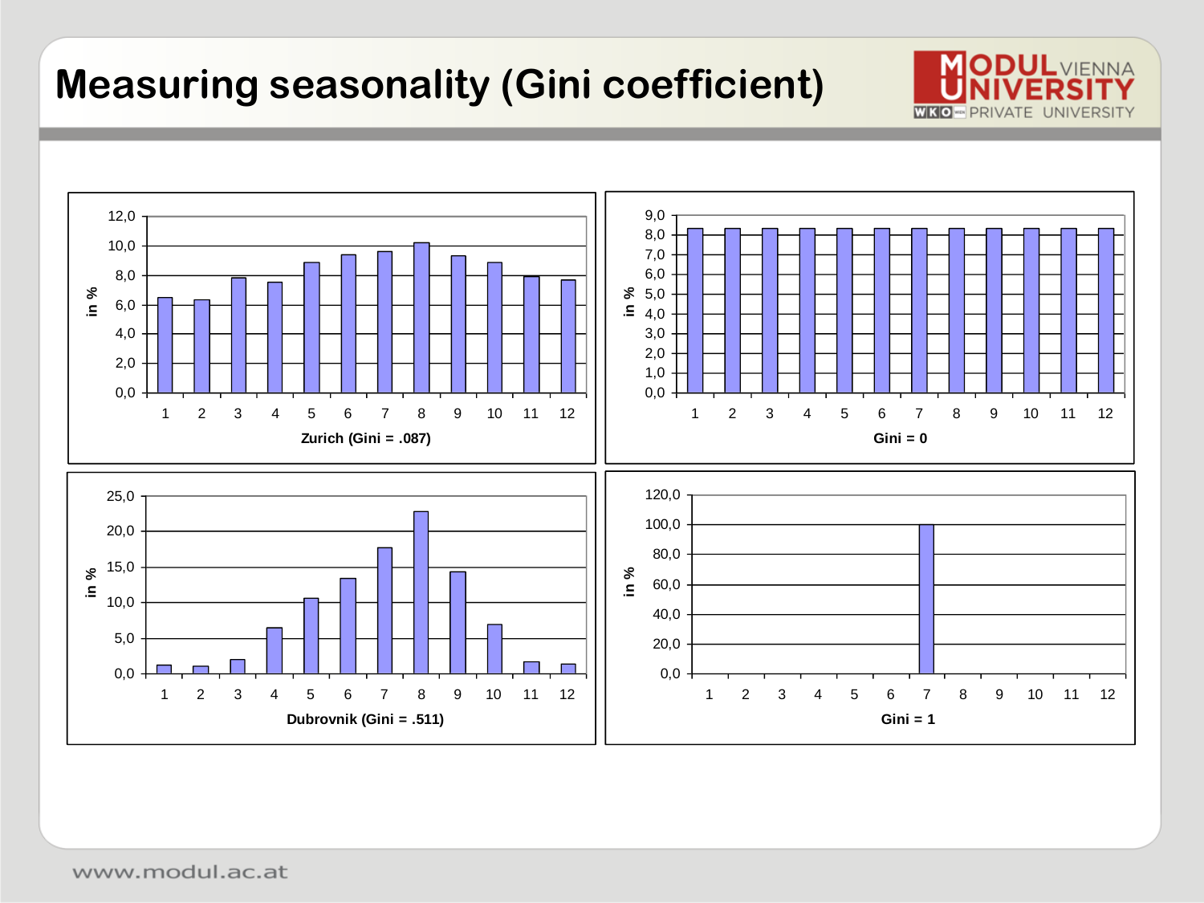# Measuring seasonality (Gini coefficient)

Zurich (Gini = .087)

Gini = 0

Dubrovnik (Gini = .511)

Gini = 1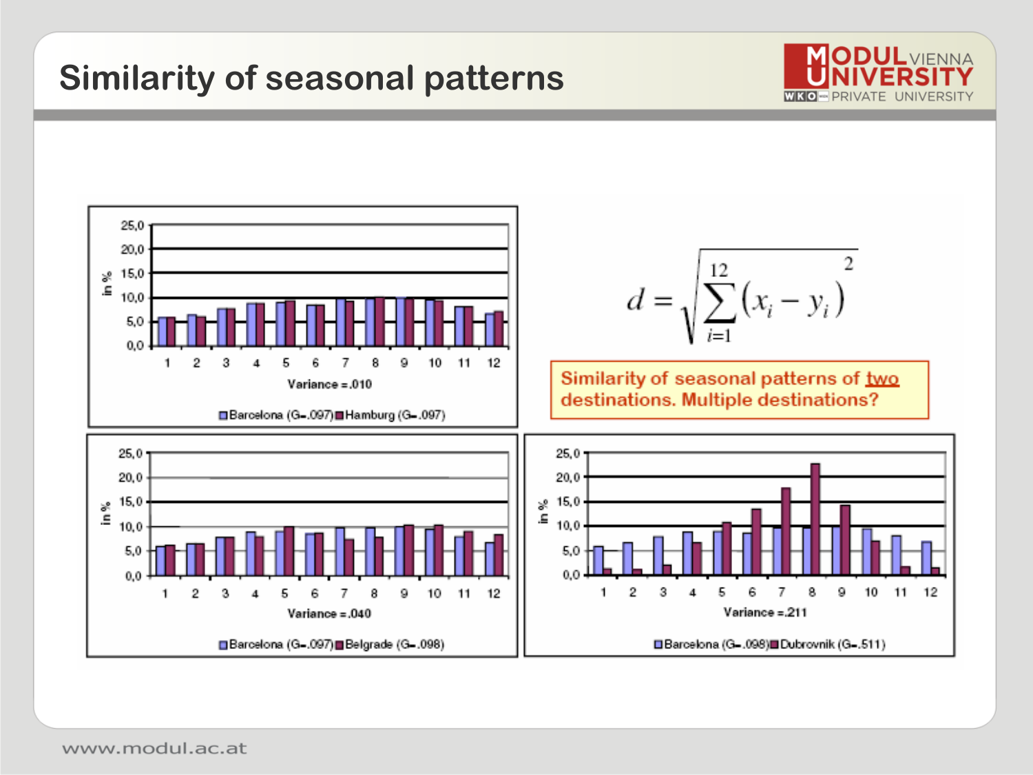# Similarity of seasonal patterns

$$d = \sqrt{\sum_{i=1}^{12} (x_i - y_i)^2}$$

Similarity of seasonal patterns of two destinations. Multiple destinations?

Variance =.010

Barcelona (G=.097) Hamburg (G=.097)

Variance =.040

Barcelona (G=.097) Belgrade (G=.098)

Variance =.211

Barcelona (G=.098) Dubrovnik (G=.511)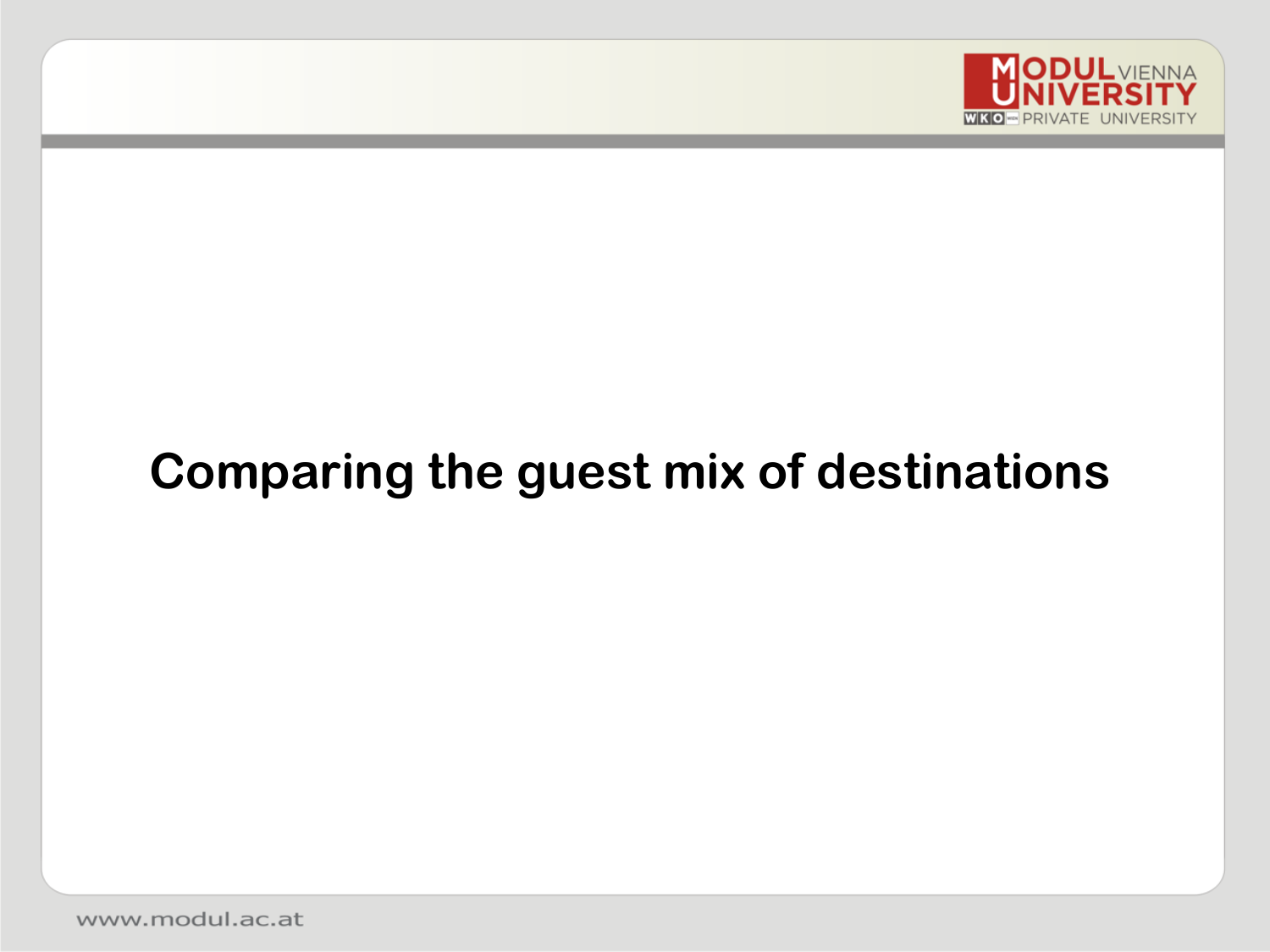# Comparing the guest mix of destinations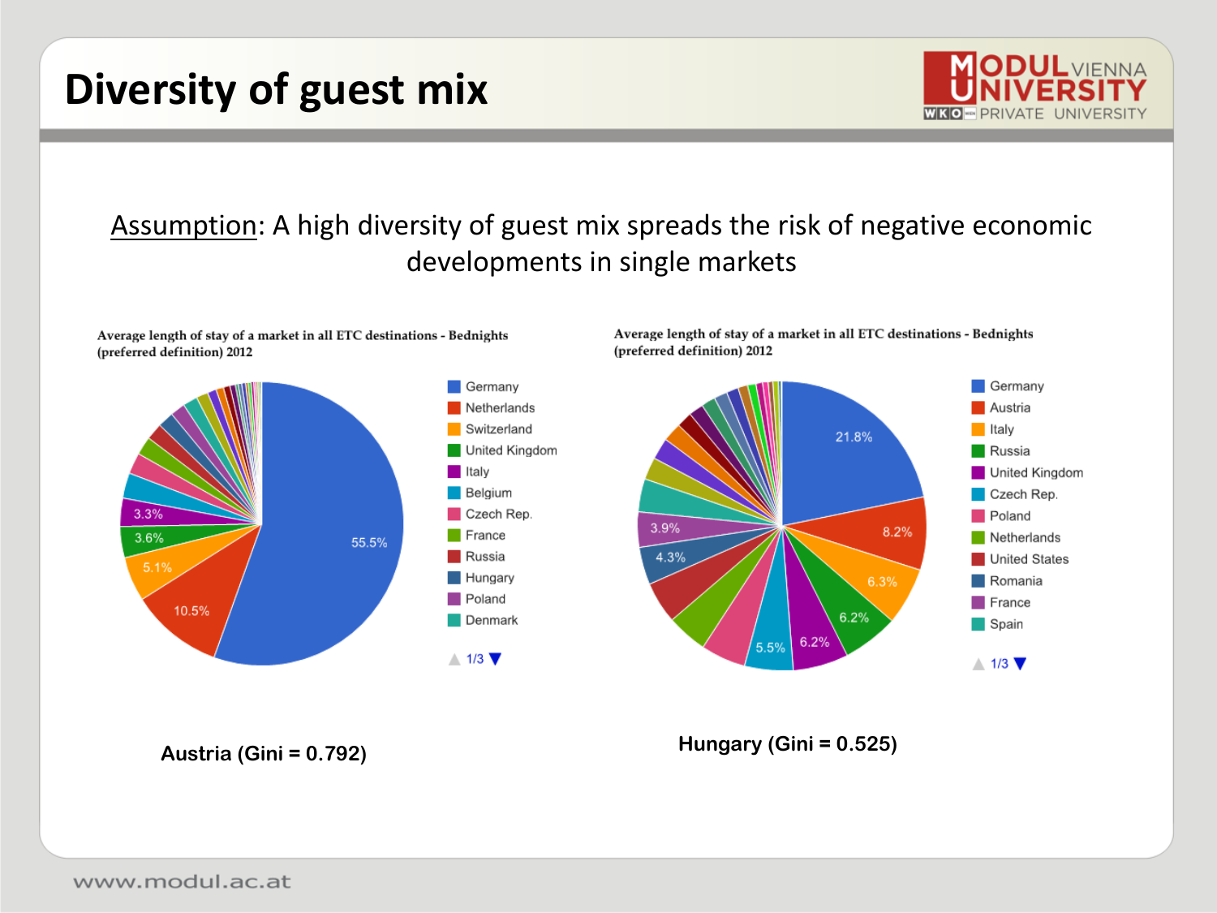# Diversity of guest mix

Assumption: A high diversity of guest mix spreads the risk of negative economic developments in single markets

**Average length of stay of a market in all ETC destinations - Bednights (preferred definition) 2012**

Germany 55.5%, Netherlands 10.5%, Switzerland 5.1%, United Kingdom 3.6%, Italy 3.3%, Belgium, Czech Rep., France, Russia, Hungary, Poland, Denmark

1/3

**Austria (Gini = 0.792)**

**Average length of stay of a market in all ETC destinations - Bednights (preferred definition) 2012**

Germany 21.8%, Austria 8.2%, Italy 6.3%, Russia 6.2%, United Kingdom 6.2%, Czech Rep. 5.5%, Poland, Netherlands, United States, Romania 4.3%, France 3.9%, Spain

1/3

**Hungary (Gini = 0.525)**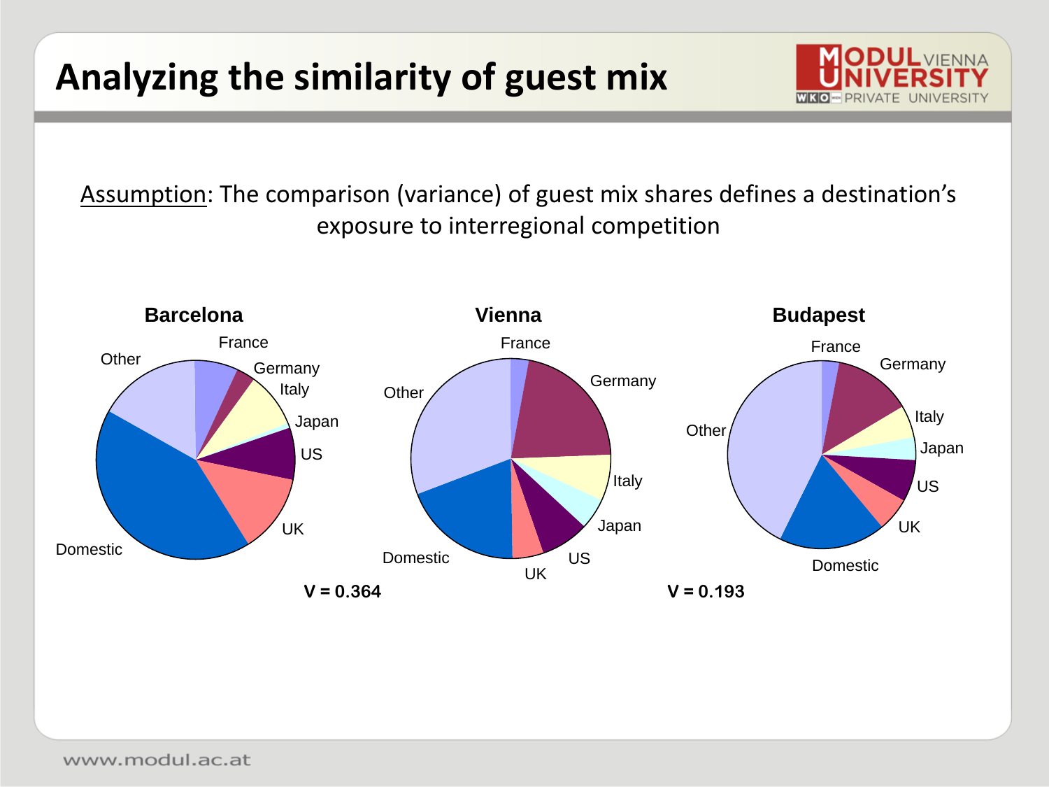# Analyzing the similarity of guest mix

Assumption: The comparison (variance) of guest mix shares defines a destination's exposure to interregional competition

**Barcelona**

France, Germany, Italy, Japan, US, UK, Domestic, Other

**Vienna**

France, Germany, Italy, Japan, US, UK, Domestic, Other

**Budapest**

France, Germany, Italy, Japan, US, UK, Domestic, Other

**V = 0.364**

**V = 0.193**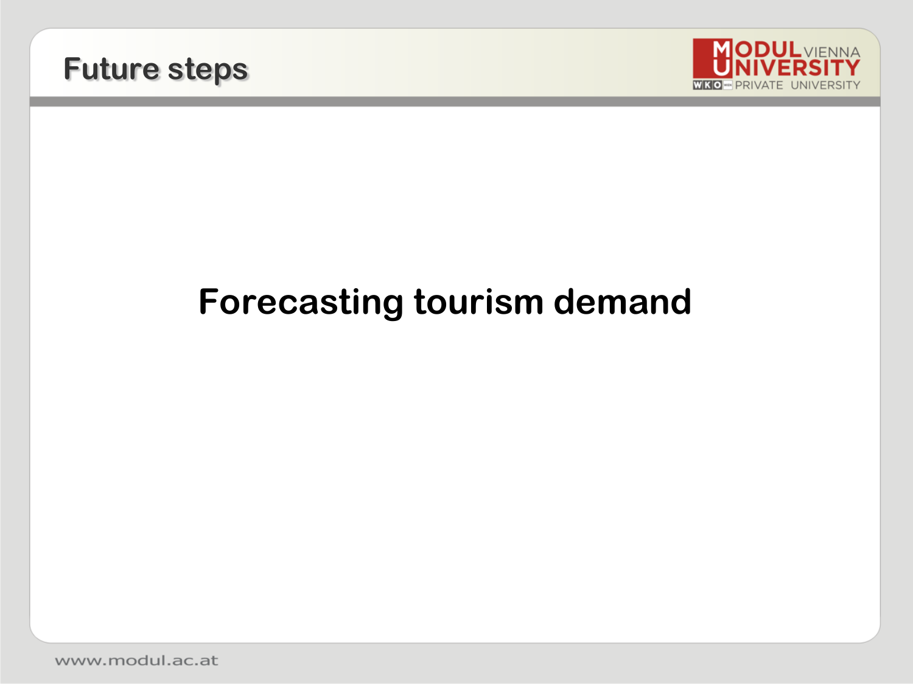# Future steps

**Forecasting tourism demand**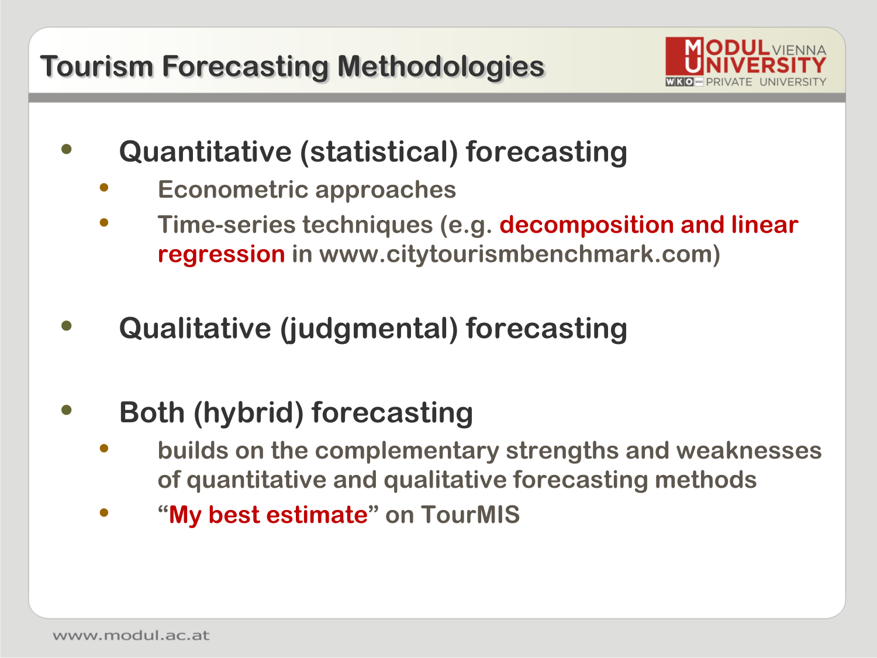# Tourism Forecasting Methodologies

- Quantitative (statistical) forecasting
  - Econometric approaches
  - Time-series techniques (e.g. **decomposition and linear regression** in www.citytourismbenchmark.com)

- Qualitative (judgmental) forecasting

- Both (hybrid) forecasting
  - builds on the complementary strengths and weaknesses of quantitative and qualitative forecasting methods
  - "**My best estimate**" on TourMIS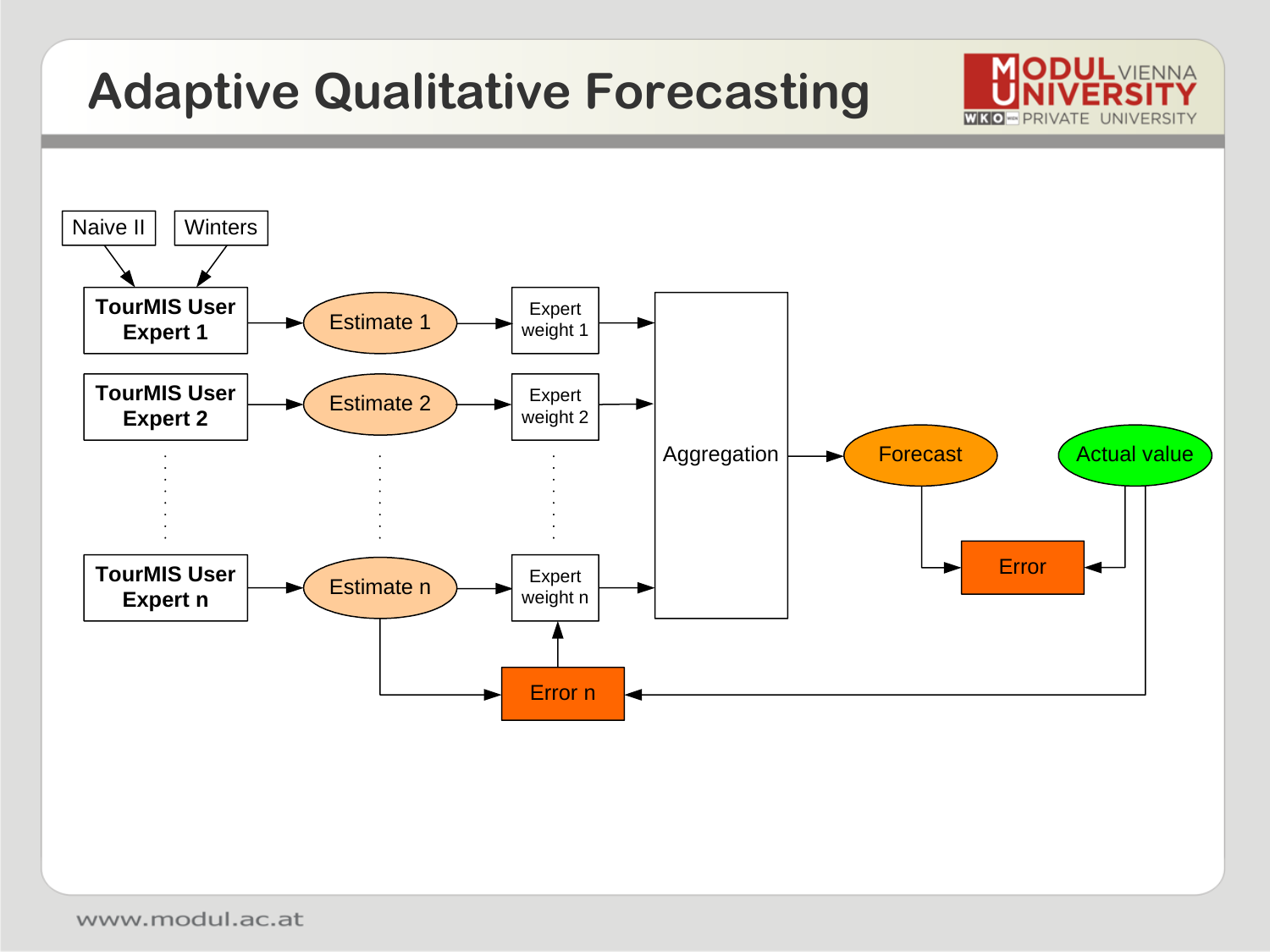# Adaptive Qualitative Forecasting

Naive II

Winters

TourMIS User Expert 1

TourMIS User Expert 2

TourMIS User Expert n

Estimate 1

Estimate 2

Estimate n

Expert weight 1

Expert weight 2

Expert weight n

Aggregation

Forecast

Actual value

Error

Error n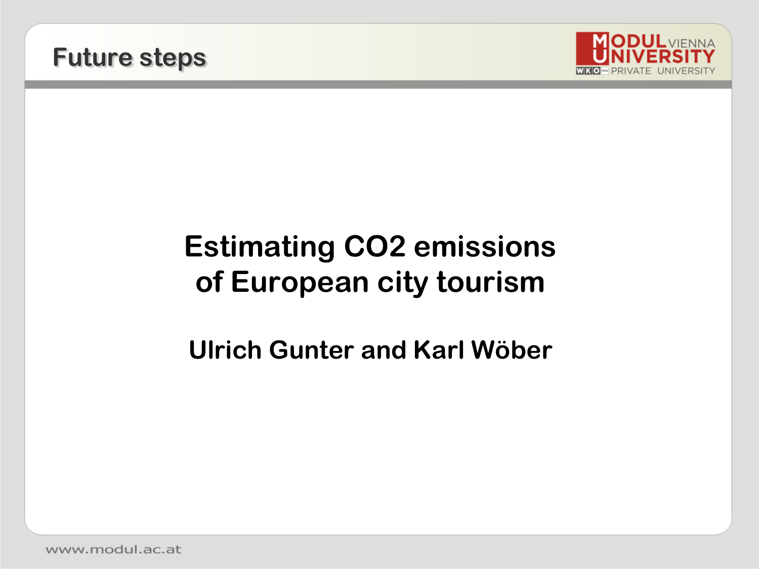# Future steps

**Estimating $CO_2$ emissions of European city tourism**

**Ulrich Gunter and Karl Wöber**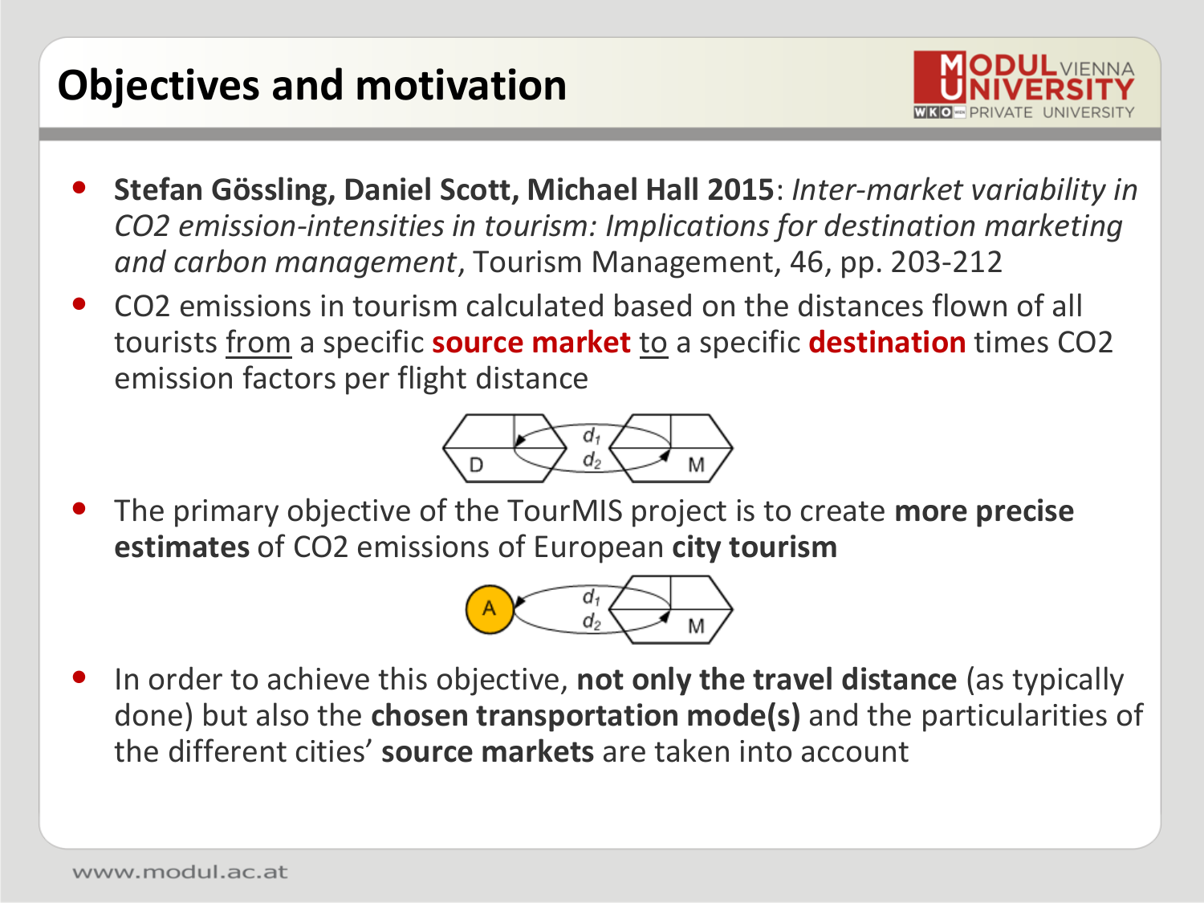# Objectives and motivation

- **Stefan Gössling, Daniel Scott, Michael Hall 2015**: *Inter-market variability in CO2 emission-intensities in tourism: Implications for destination marketing and carbon management*, Tourism Management, 46, pp. 203-212
- CO2 emissions in tourism calculated based on the distances flown of all tourists from a specific **source market** to a specific **destination** times CO2 emission factors per flight distance

D $d_1$ $d_2$ M

- The primary objective of the TourMIS project is to create **more precise estimates** of CO2 emissions of European **city tourism**

A $d_1$ $d_2$ M

- In order to achieve this objective, **not only the travel distance** (as typically done) but also the **chosen transportation mode(s)** and the particularities of the different cities' **source markets** are taken into account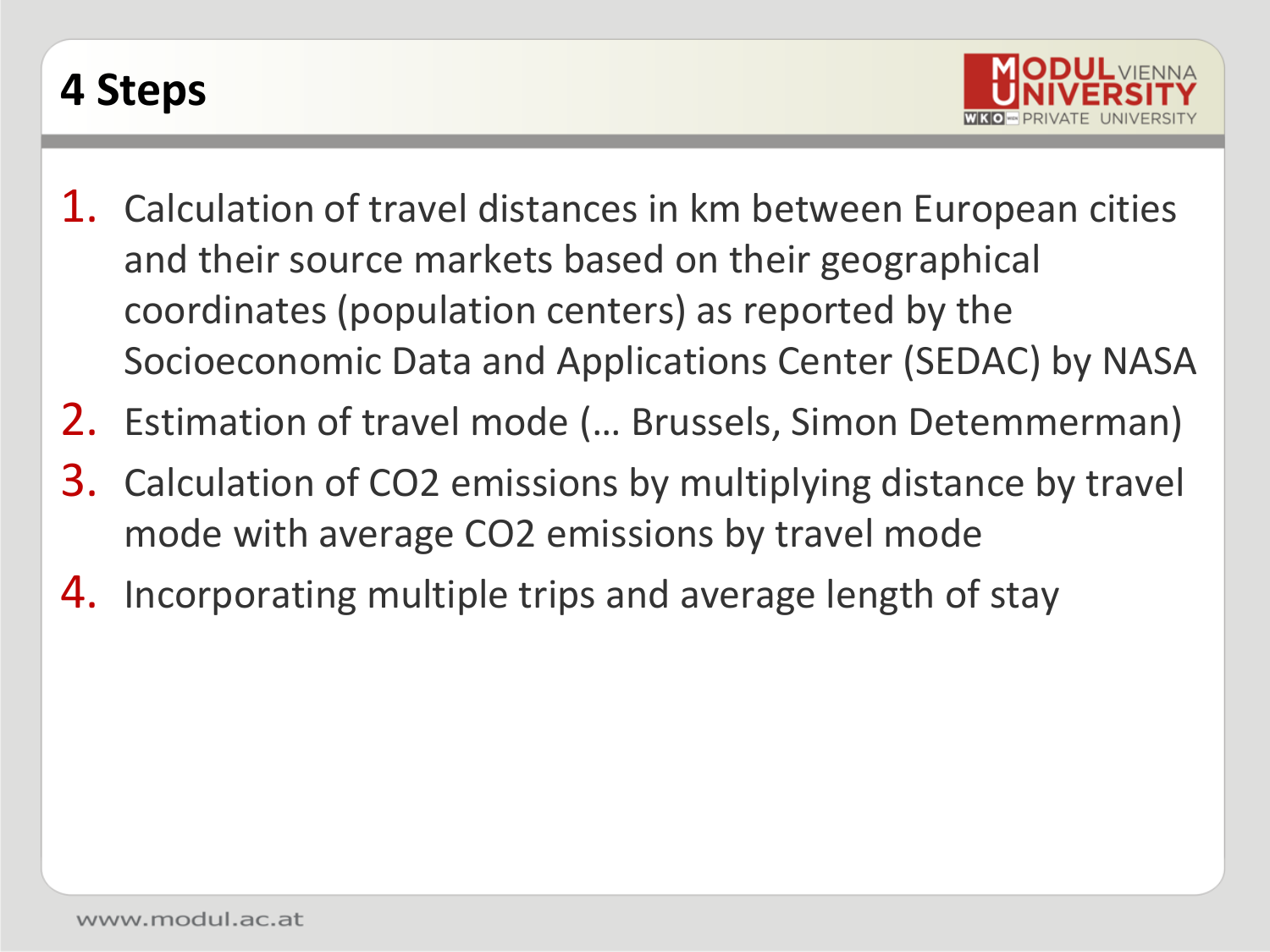# 4 Steps

1. Calculation of travel distances in km between European cities and their source markets based on their geographical coordinates (population centers) as reported by the Socioeconomic Data and Applications Center (SEDAC) by NASA
2. Estimation of travel mode (… Brussels, Simon Detemmerman)
3. Calculation of $CO_2$ emissions by multiplying distance by travel mode with average $CO_2$ emissions by travel mode
4. Incorporating multiple trips and average length of stay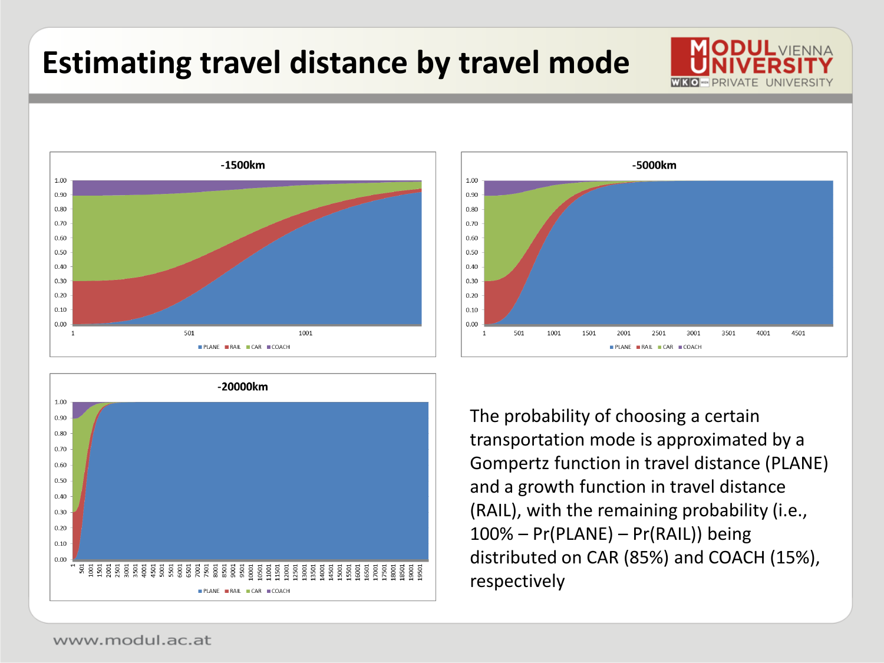# Estimating travel distance by travel mode

**-1500km**

**-5000km**

**-20000km**

PLANE RAIL CAR COACH

The probability of choosing a certain transportation mode is approximated by a Gompertz function in travel distance (PLANE) and a growth function in travel distance (RAIL), with the remaining probability (i.e., 100% – Pr(PLANE) – Pr(RAIL)) being distributed on CAR (85%) and COACH (15%), respectively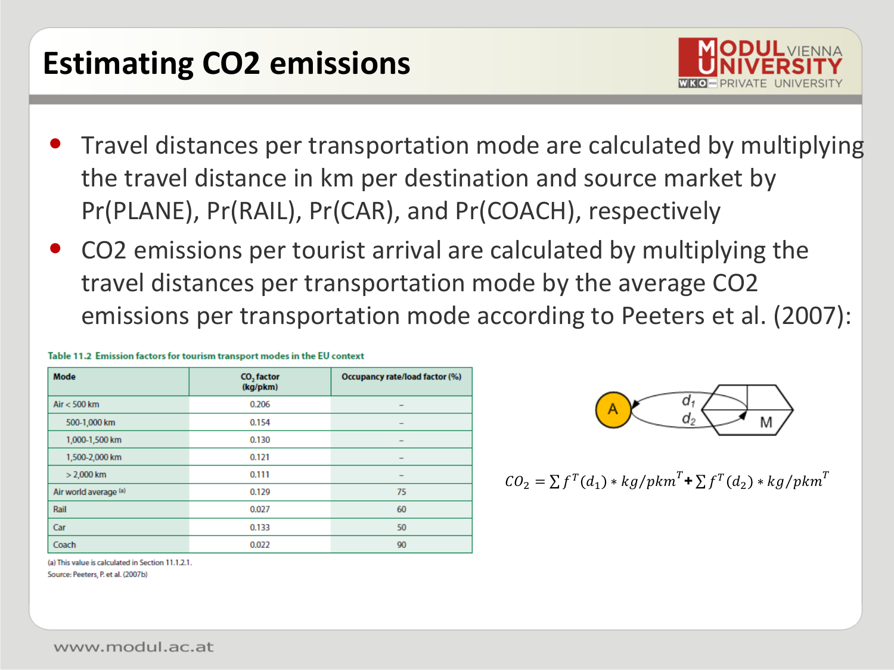# Estimating CO2 emissions

- Travel distances per transportation mode are calculated by multiplying the travel distance in km per destination and source market by Pr(PLANE), Pr(RAIL), Pr(CAR), and Pr(COACH), respectively
- CO2 emissions per tourist arrival are calculated by multiplying the travel distances per transportation mode by the average CO2 emissions per transportation mode according to Peeters et al. (2007):

**Table 11.2 Emission factors for tourism transport modes in the EU context**

| Mode | $CO_2$ factor (kg/pkm) | Occupancy rate/load factor (%) |
|---|---|---|
| Air < 500 km | 0.206 | – |
| 500-1,000 km | 0.154 | – |
| 1,000-1,500 km | 0.130 | – |
| 1,500-2,000 km | 0.121 | – |
| > 2,000 km | 0.111 | – |
| Air world average [a] | 0.129 | 75 |
| Rail | 0.027 | 60 |
| Car | 0.133 | 50 |
| Coach | 0.022 | 90 |

(a) This value is calculated in Section 11.1.2.1.
Source: Peeters, P. et al. (2007b)

A, M, $d_1$, $d_2$

$$CO_2 = \sum f^T(d_1) * kg/pkm^T + \sum f^T(d_2) * kg/pkm^T$$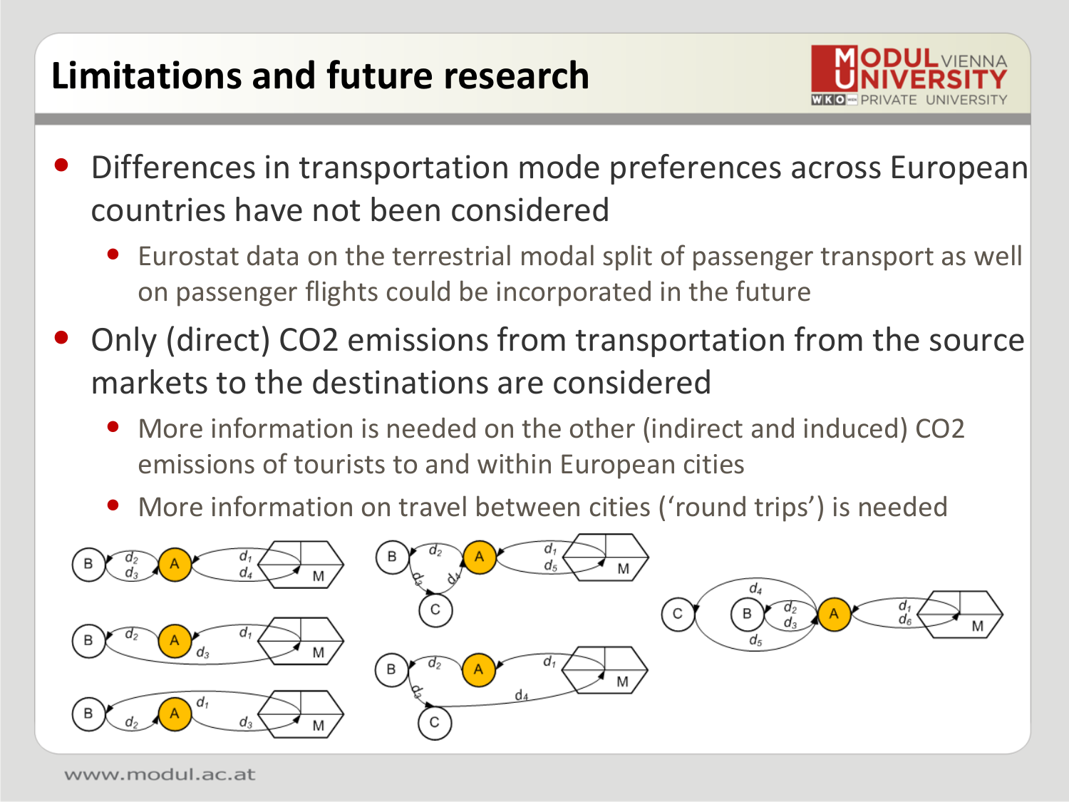# Limitations and future research

- Differences in transportation mode preferences across European countries have not been considered
  - Eurostat data on the terrestrial modal split of passenger transport as well on passenger flights could be incorporated in the future
- Only (direct) $CO_2$ emissions from transportation from the source markets to the destinations are considered
  - More information is needed on the other (indirect and induced) $CO_2$ emissions of tourists to and within European cities
  - More information on travel between cities ('round trips') is needed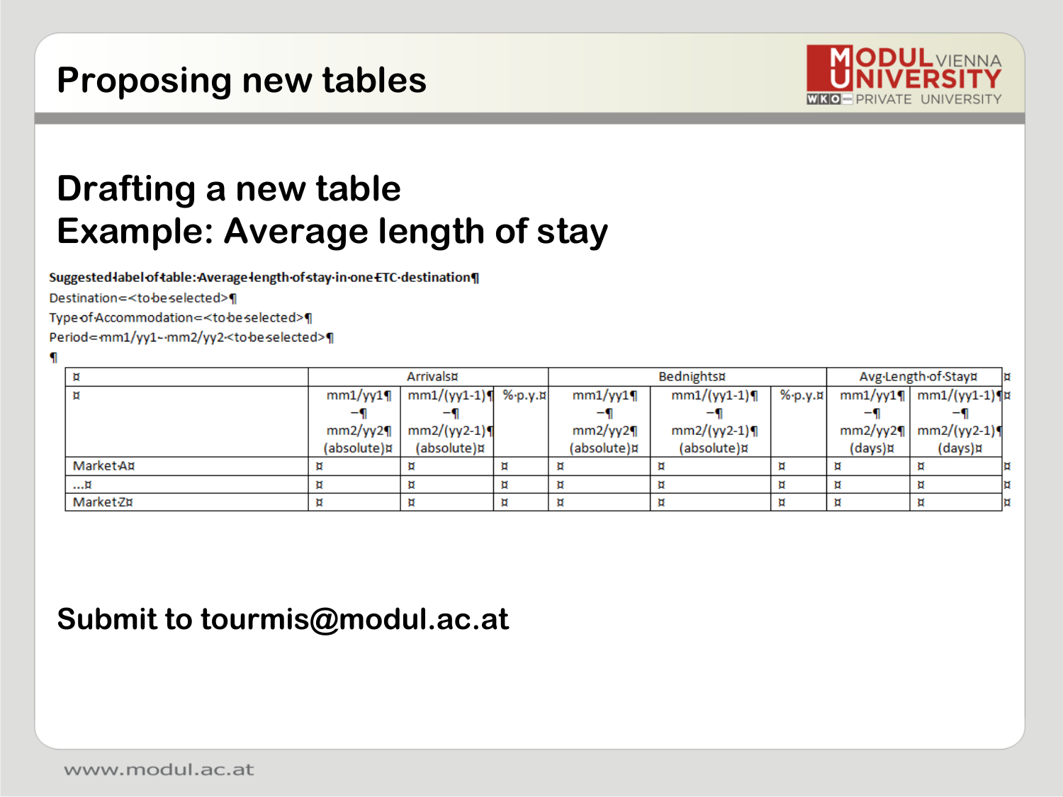# Proposing new tables

## Drafting a new table
## Example: Average length of stay

**Suggested label of table: Average length of stay in one ETC destination**

Destination = <to be selected>

Type of Accommodation = <to be selected>

Period = mm1/yy1 – mm2/yy2 <to be selected>

| | Arrivals | | | Bednights | | | Avg Length of Stay | |
|---|---|---|---|---|---|---|---|---|
| | mm1/yy1 – mm2/yy2 (absolute) | mm1/(yy1-1) – mm2/(yy2-1) (absolute) | % p.y. | mm1/yy1 – mm2/yy2 (absolute) | mm1/(yy1-1) – mm2/(yy2-1) (absolute) | % p.y. | mm1/yy1 – mm2/yy2 (days) | mm1/(yy1-1) – mm2/(yy2-1) (days) |
| Market A | | | | | | | | |
| … | | | | | | | | |
| Market Z | | | | | | | | |

**Submit to tourmis@modul.ac.at**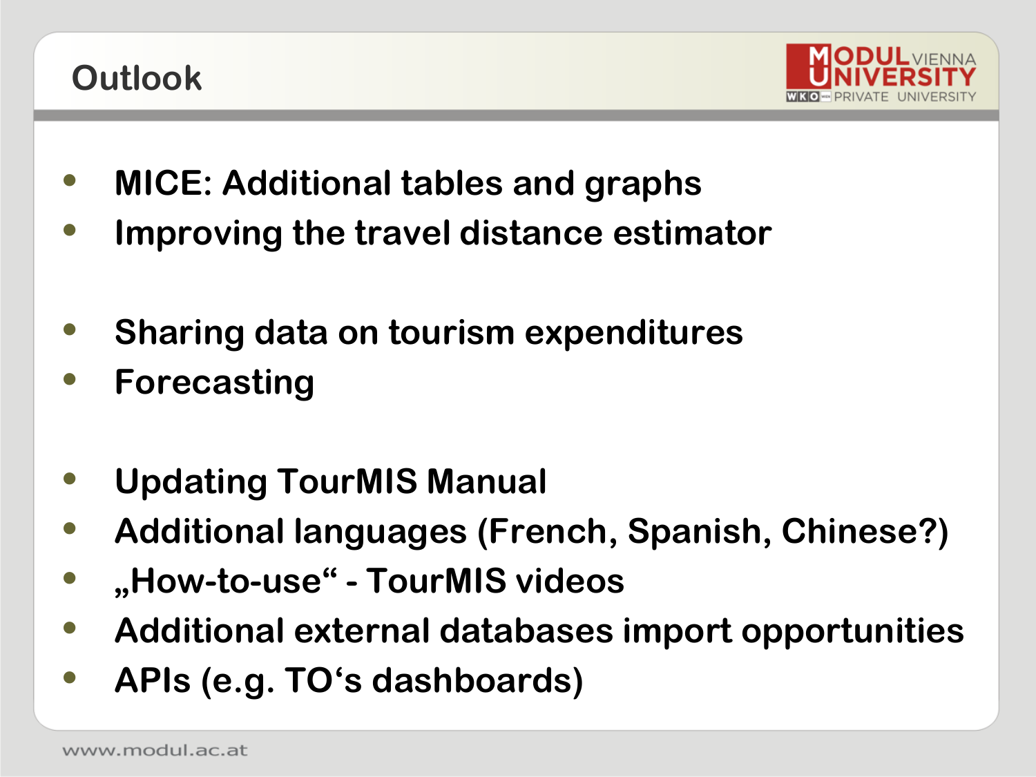# Outlook

- MICE: Additional tables and graphs
- Improving the travel distance estimator

- Sharing data on tourism expenditures
- Forecasting

- Updating TourMIS Manual
- Additional languages (French, Spanish, Chinese?)
- „How-to-use“ - TourMIS videos
- Additional external databases import opportunities
- APIs (e.g. TO‘s dashboards)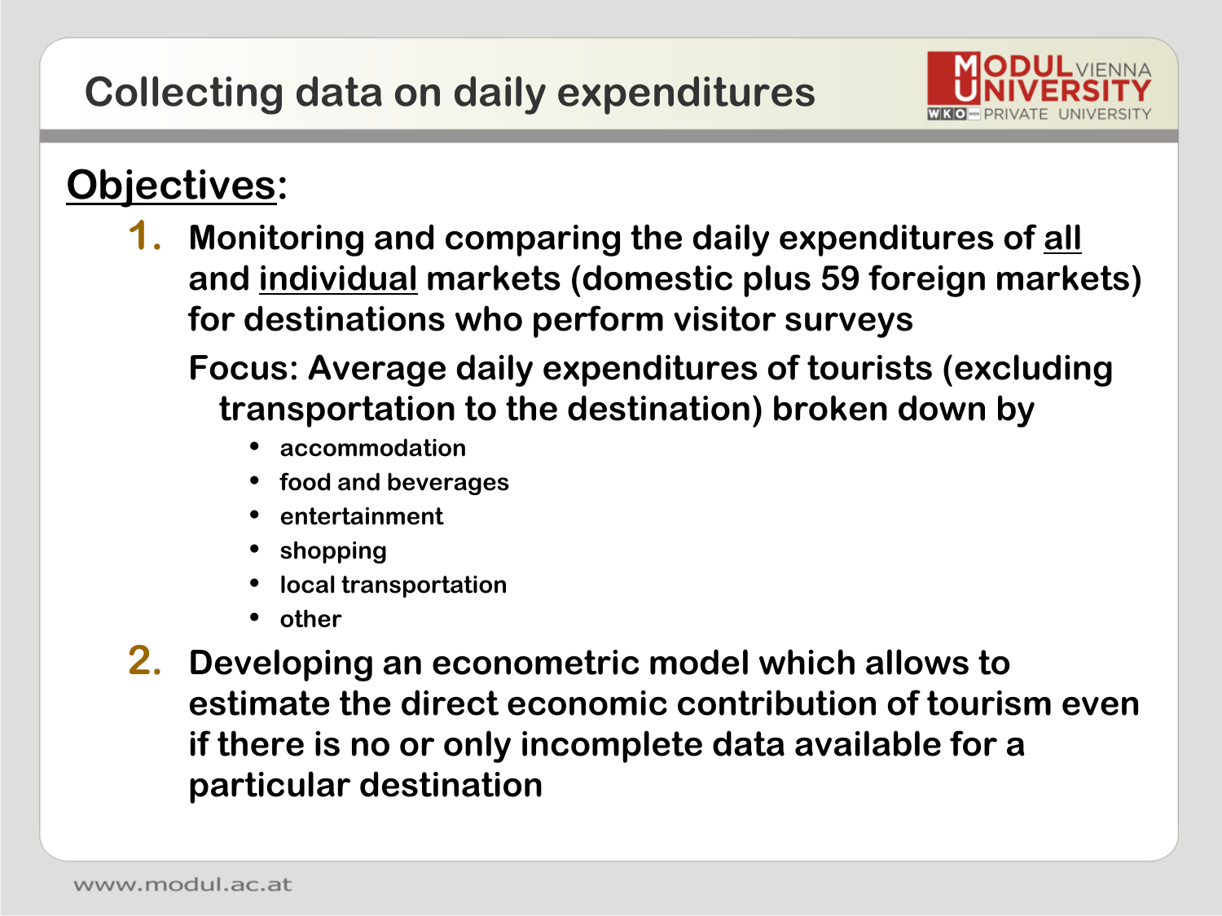# Collecting data on daily expenditures

**Objectives:**

1. **Monitoring and comparing the daily expenditures of all and individual markets (domestic plus 59 foreign markets) for destinations who perform visitor surveys**

   **Focus: Average daily expenditures of tourists (excluding transportation to the destination) broken down by**
   - accommodation
   - food and beverages
   - entertainment
   - shopping
   - local transportation
   - other

2. **Developing an econometric model which allows to estimate the direct economic contribution of tourism even if there is no or only incomplete data available for a particular destination**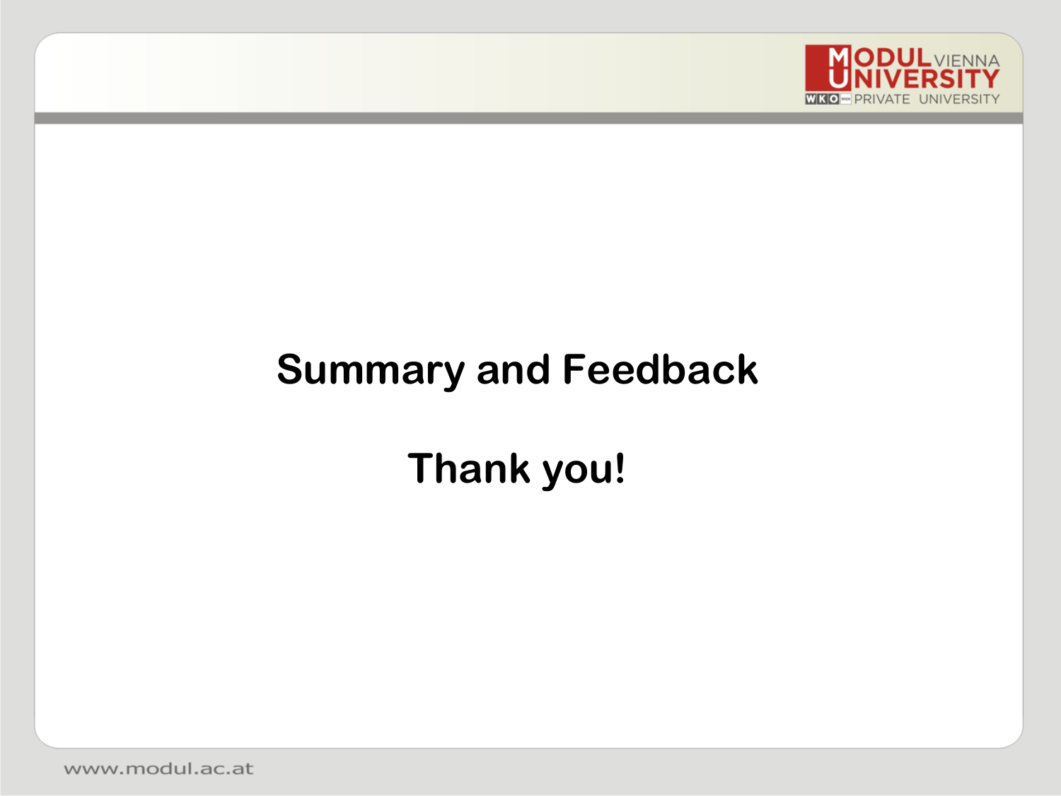**Summary and Feedback**

**Thank you!**